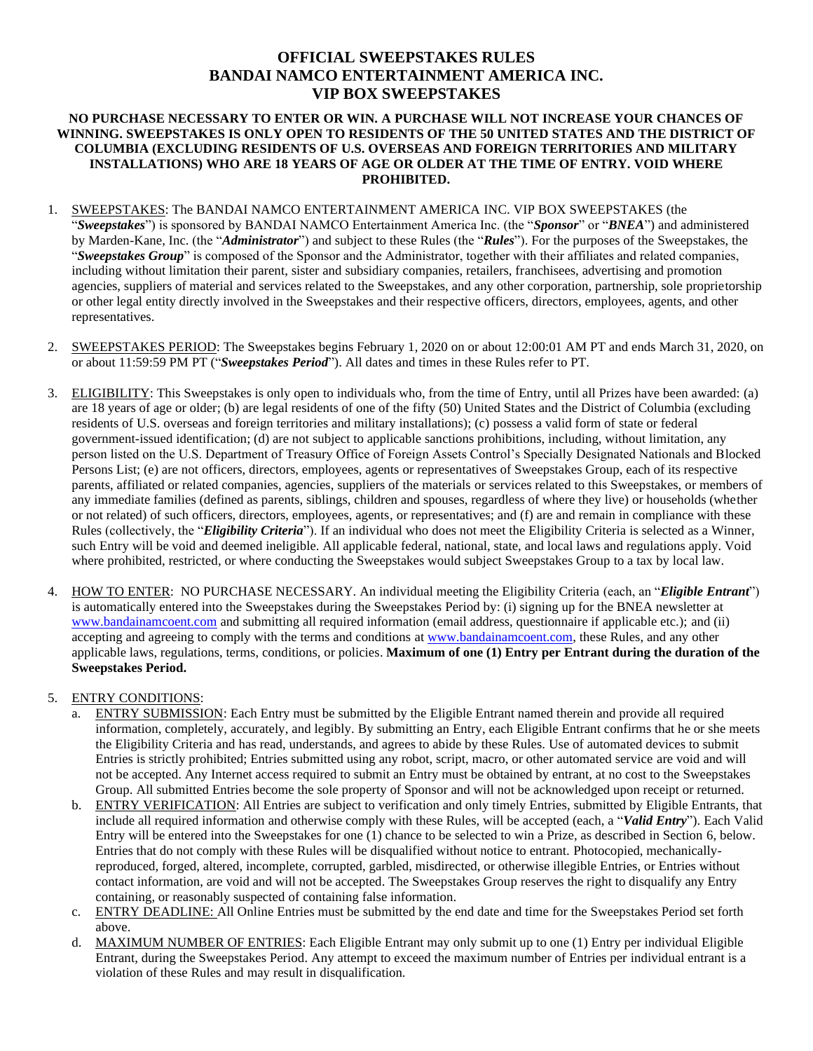# OFFICIAL SWEEPSTAKES RULES
# BANDAI NAMCO ENTERTAINMENT AMERICA INC.
# VIP BOX SWEEPSTAKES

**NO PURCHASE NECESSARY TO ENTER OR WIN. A PURCHASE WILL NOT INCREASE YOUR CHANCES OF WINNING. SWEEPSTAKES IS ONLY OPEN TO RESIDENTS OF THE 50 UNITED STATES AND THE DISTRICT OF COLUMBIA (EXCLUDING RESIDENTS OF U.S. OVERSEAS AND FOREIGN TERRITORIES AND MILITARY INSTALLATIONS) WHO ARE 18 YEARS OF AGE OR OLDER AT THE TIME OF ENTRY. VOID WHERE PROHIBITED.**

1. SWEEPSTAKES: The BANDAI NAMCO ENTERTAINMENT AMERICA INC. VIP BOX SWEEPSTAKES (the "***Sweepstakes***") is sponsored by BANDAI NAMCO Entertainment America Inc. (the "***Sponsor***" or "***BNEA***") and administered by Marden-Kane, Inc. (the "***Administrator***") and subject to these Rules (the "***Rules***"). For the purposes of the Sweepstakes, the "***Sweepstakes Group***" is composed of the Sponsor and the Administrator, together with their affiliates and related companies, including without limitation their parent, sister and subsidiary companies, retailers, franchisees, advertising and promotion agencies, suppliers of material and services related to the Sweepstakes, and any other corporation, partnership, sole proprietorship or other legal entity directly involved in the Sweepstakes and their respective officers, directors, employees, agents, and other representatives.

2. SWEEPSTAKES PERIOD: The Sweepstakes begins February 1, 2020 on or about 12:00:01 AM PT and ends March 31, 2020, on or about 11:59:59 PM PT ("***Sweepstakes Period***"). All dates and times in these Rules refer to PT.

3. ELIGIBILITY: This Sweepstakes is only open to individuals who, from the time of Entry, until all Prizes have been awarded: (a) are 18 years of age or older; (b) are legal residents of one of the fifty (50) United States and the District of Columbia (excluding residents of U.S. overseas and foreign territories and military installations); (c) possess a valid form of state or federal government-issued identification; (d) are not subject to applicable sanctions prohibitions, including, without limitation, any person listed on the U.S. Department of Treasury Office of Foreign Assets Control's Specially Designated Nationals and Blocked Persons List; (e) are not officers, directors, employees, agents or representatives of Sweepstakes Group, each of its respective parents, affiliated or related companies, agencies, suppliers of the materials or services related to this Sweepstakes, or members of any immediate families (defined as parents, siblings, children and spouses, regardless of where they live) or households (whether or not related) of such officers, directors, employees, agents, or representatives; and (f) are and remain in compliance with these Rules (collectively, the "***Eligibility Criteria***"). If an individual who does not meet the Eligibility Criteria is selected as a Winner, such Entry will be void and deemed ineligible. All applicable federal, national, state, and local laws and regulations apply. Void where prohibited, restricted, or where conducting the Sweepstakes would subject Sweepstakes Group to a tax by local law.

4. HOW TO ENTER: NO PURCHASE NECESSARY. An individual meeting the Eligibility Criteria (each, an "***Eligible Entrant***") is automatically entered into the Sweepstakes during the Sweepstakes Period by: (i) signing up for the BNEA newsletter at www.bandainamcoent.com and submitting all required information (email address, questionnaire if applicable etc.); and (ii) accepting and agreeing to comply with the terms and conditions at www.bandainamcoent.com, these Rules, and any other applicable laws, regulations, terms, conditions, or policies. **Maximum of one (1) Entry per Entrant during the duration of the Sweepstakes Period.**

5. ENTRY CONDITIONS:
   a. ENTRY SUBMISSION: Each Entry must be submitted by the Eligible Entrant named therein and provide all required information, completely, accurately, and legibly. By submitting an Entry, each Eligible Entrant confirms that he or she meets the Eligibility Criteria and has read, understands, and agrees to abide by these Rules. Use of automated devices to submit Entries is strictly prohibited; Entries submitted using any robot, script, macro, or other automated service are void and will not be accepted. Any Internet access required to submit an Entry must be obtained by entrant, at no cost to the Sweepstakes Group. All submitted Entries become the sole property of Sponsor and will not be acknowledged upon receipt or returned.
   b. ENTRY VERIFICATION: All Entries are subject to verification and only timely Entries, submitted by Eligible Entrants, that include all required information and otherwise comply with these Rules, will be accepted (each, a "***Valid Entry***"). Each Valid Entry will be entered into the Sweepstakes for one (1) chance to be selected to win a Prize, as described in Section 6, below. Entries that do not comply with these Rules will be disqualified without notice to entrant. Photocopied, mechanically-reproduced, forged, altered, incomplete, corrupted, garbled, misdirected, or otherwise illegible Entries, or Entries without contact information, are void and will not be accepted. The Sweepstakes Group reserves the right to disqualify any Entry containing, or reasonably suspected of containing false information.
   c. ENTRY DEADLINE: All Online Entries must be submitted by the end date and time for the Sweepstakes Period set forth above.
   d. MAXIMUM NUMBER OF ENTRIES: Each Eligible Entrant may only submit up to one (1) Entry per individual Eligible Entrant, during the Sweepstakes Period. Any attempt to exceed the maximum number of Entries per individual entrant is a violation of these Rules and may result in disqualification.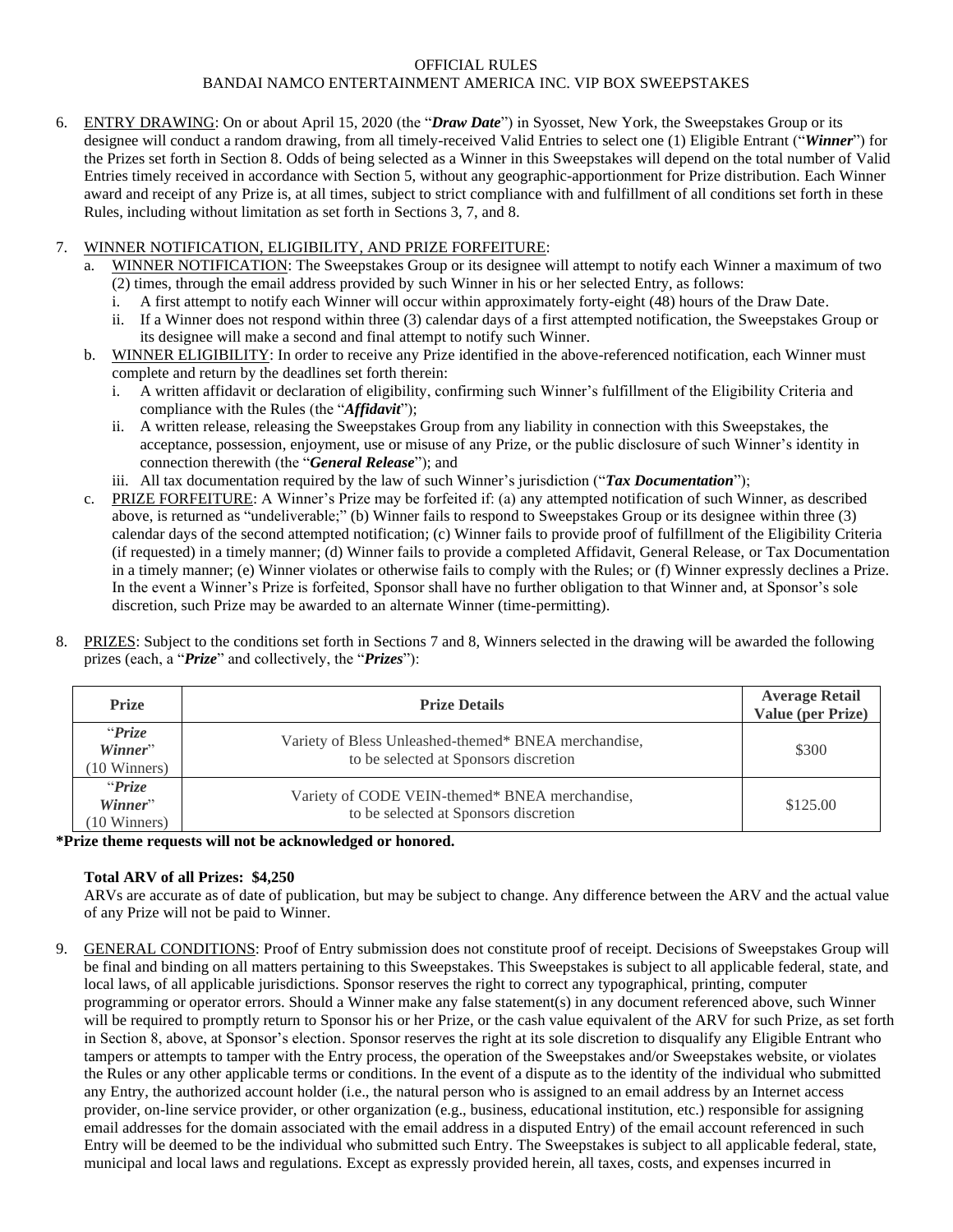OFFICIAL RULES
BANDAI NAMCO ENTERTAINMENT AMERICA INC. VIP BOX SWEEPSTAKES

6. <u>ENTRY DRAWING</u>: On or about April 15, 2020 (the "***Draw Date***") in Syosset, New York, the Sweepstakes Group or its designee will conduct a random drawing, from all timely-received Valid Entries to select one (1) Eligible Entrant ("***Winner***") for the Prizes set forth in Section 8. Odds of being selected as a Winner in this Sweepstakes will depend on the total number of Valid Entries timely received in accordance with Section 5, without any geographic-apportionment for Prize distribution. Each Winner award and receipt of any Prize is, at all times, subject to strict compliance with and fulfillment of all conditions set forth in these Rules, including without limitation as set forth in Sections 3, 7, and 8.

7. <u>WINNER NOTIFICATION, ELIGIBILITY, AND PRIZE FORFEITURE</u>:
   a. <u>WINNER NOTIFICATION</u>: The Sweepstakes Group or its designee will attempt to notify each Winner a maximum of two (2) times, through the email address provided by such Winner in his or her selected Entry, as follows:
      i. A first attempt to notify each Winner will occur within approximately forty-eight (48) hours of the Draw Date.
      ii. If a Winner does not respond within three (3) calendar days of a first attempted notification, the Sweepstakes Group or its designee will make a second and final attempt to notify such Winner.
   b. <u>WINNER ELIGIBILITY</u>: In order to receive any Prize identified in the above-referenced notification, each Winner must complete and return by the deadlines set forth therein:
      i. A written affidavit or declaration of eligibility, confirming such Winner's fulfillment of the Eligibility Criteria and compliance with the Rules (the "***Affidavit***");
      ii. A written release, releasing the Sweepstakes Group from any liability in connection with this Sweepstakes, the acceptance, possession, enjoyment, use or misuse of any Prize, or the public disclosure of such Winner's identity in connection therewith (the "***General Release***"); and
      iii. All tax documentation required by the law of such Winner's jurisdiction ("***Tax Documentation***");
   c. <u>PRIZE FORFEITURE</u>: A Winner's Prize may be forfeited if: (a) any attempted notification of such Winner, as described above, is returned as "undeliverable;" (b) Winner fails to respond to Sweepstakes Group or its designee within three (3) calendar days of the second attempted notification; (c) Winner fails to provide proof of fulfillment of the Eligibility Criteria (if requested) in a timely manner; (d) Winner fails to provide a completed Affidavit, General Release, or Tax Documentation in a timely manner; (e) Winner violates or otherwise fails to comply with the Rules; or (f) Winner expressly declines a Prize. In the event a Winner's Prize is forfeited, Sponsor shall have no further obligation to that Winner and, at Sponsor's sole discretion, such Prize may be awarded to an alternate Winner (time-permitting).

8. <u>PRIZES</u>: Subject to the conditions set forth in Sections 7 and 8, Winners selected in the drawing will be awarded the following prizes (each, a "***Prize***" and collectively, the "***Prizes***"):

| Prize | Prize Details | Average Retail Value (per Prize) |
|---|---|---|
| "***Prize Winner***" (10 Winners) | Variety of Bless Unleashed-themed* BNEA merchandise, to be selected at Sponsors discretion | $300 |
| "***Prize Winner***" (10 Winners) | Variety of CODE VEIN-themed* BNEA merchandise, to be selected at Sponsors discretion | $125.00 |

**\*Prize theme requests will not be acknowledged or honored.**

**Total ARV of all Prizes: $4,250**
ARVs are accurate as of date of publication, but may be subject to change. Any difference between the ARV and the actual value of any Prize will not be paid to Winner.

9. <u>GENERAL CONDITIONS</u>: Proof of Entry submission does not constitute proof of receipt. Decisions of Sweepstakes Group will be final and binding on all matters pertaining to this Sweepstakes. This Sweepstakes is subject to all applicable federal, state, and local laws, of all applicable jurisdictions. Sponsor reserves the right to correct any typographical, printing, computer programming or operator errors. Should a Winner make any false statement(s) in any document referenced above, such Winner will be required to promptly return to Sponsor his or her Prize, or the cash value equivalent of the ARV for such Prize, as set forth in Section 8, above, at Sponsor's election. Sponsor reserves the right at its sole discretion to disqualify any Eligible Entrant who tampers or attempts to tamper with the Entry process, the operation of the Sweepstakes and/or Sweepstakes website, or violates the Rules or any other applicable terms or conditions. In the event of a dispute as to the identity of the individual who submitted any Entry, the authorized account holder (i.e., the natural person who is assigned to an email address by an Internet access provider, on-line service provider, or other organization (e.g., business, educational institution, etc.) responsible for assigning email addresses for the domain associated with the email address in a disputed Entry) of the email account referenced in such Entry will be deemed to be the individual who submitted such Entry. The Sweepstakes is subject to all applicable federal, state, municipal and local laws and regulations. Except as expressly provided herein, all taxes, costs, and expenses incurred in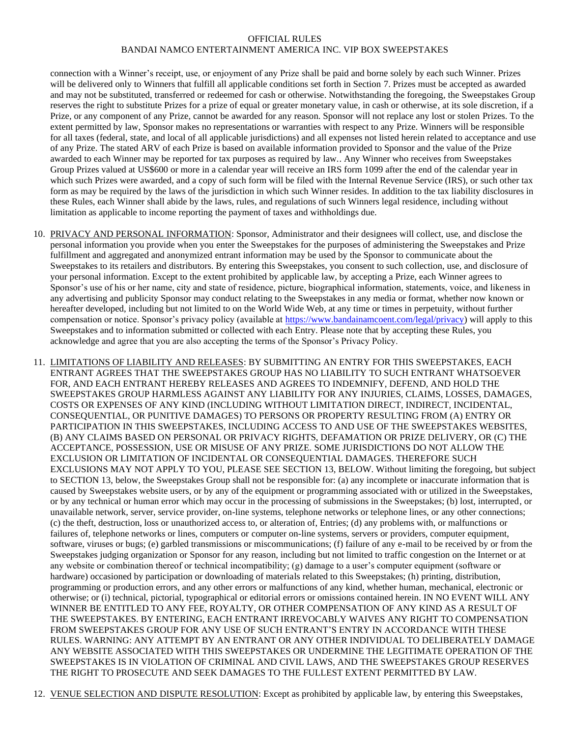connection with a Winner's receipt, use, or enjoyment of any Prize shall be paid and borne solely by each such Winner. Prizes will be delivered only to Winners that fulfill all applicable conditions set forth in Section 7. Prizes must be accepted as awarded and may not be substituted, transferred or redeemed for cash or otherwise. Notwithstanding the foregoing, the Sweepstakes Group reserves the right to substitute Prizes for a prize of equal or greater monetary value, in cash or otherwise, at its sole discretion, if a Prize, or any component of any Prize, cannot be awarded for any reason. Sponsor will not replace any lost or stolen Prizes. To the extent permitted by law, Sponsor makes no representations or warranties with respect to any Prize. Winners will be responsible for all taxes (federal, state, and local of all applicable jurisdictions) and all expenses not listed herein related to acceptance and use of any Prize. The stated ARV of each Prize is based on available information provided to Sponsor and the value of the Prize awarded to each Winner may be reported for tax purposes as required by law.. Any Winner who receives from Sweepstakes Group Prizes valued at US$600 or more in a calendar year will receive an IRS form 1099 after the end of the calendar year in which such Prizes were awarded, and a copy of such form will be filed with the Internal Revenue Service (IRS), or such other tax form as may be required by the laws of the jurisdiction in which such Winner resides. In addition to the tax liability disclosures in these Rules, each Winner shall abide by the laws, rules, and regulations of such Winners legal residence, including without limitation as applicable to income reporting the payment of taxes and withholdings due.

10. PRIVACY AND PERSONAL INFORMATION: Sponsor, Administrator and their designees will collect, use, and disclose the personal information you provide when you enter the Sweepstakes for the purposes of administering the Sweepstakes and Prize fulfillment and aggregated and anonymized entrant information may be used by the Sponsor to communicate about the Sweepstakes to its retailers and distributors. By entering this Sweepstakes, you consent to such collection, use, and disclosure of your personal information. Except to the extent prohibited by applicable law, by accepting a Prize, each Winner agrees to Sponsor's use of his or her name, city and state of residence, picture, biographical information, statements, voice, and likeness in any advertising and publicity Sponsor may conduct relating to the Sweepstakes in any media or format, whether now known or hereafter developed, including but not limited to on the World Wide Web, at any time or times in perpetuity, without further compensation or notice. Sponsor's privacy policy (available at https://www.bandainamcoent.com/legal/privacy) will apply to this Sweepstakes and to information submitted or collected with each Entry. Please note that by accepting these Rules, you acknowledge and agree that you are also accepting the terms of the Sponsor's Privacy Policy.

11. LIMITATIONS OF LIABILITY AND RELEASES: BY SUBMITTING AN ENTRY FOR THIS SWEEPSTAKES, EACH ENTRANT AGREES THAT THE SWEEPSTAKES GROUP HAS NO LIABILITY TO SUCH ENTRANT WHATSOEVER FOR, AND EACH ENTRANT HEREBY RELEASES AND AGREES TO INDEMNIFY, DEFEND, AND HOLD THE SWEEPSTAKES GROUP HARMLESS AGAINST ANY LIABILITY FOR ANY INJURIES, CLAIMS, LOSSES, DAMAGES, COSTS OR EXPENSES OF ANY KIND (INCLUDING WITHOUT LIMITATION DIRECT, INDIRECT, INCIDENTAL, CONSEQUENTIAL, OR PUNITIVE DAMAGES) TO PERSONS OR PROPERTY RESULTING FROM (A) ENTRY OR PARTICIPATION IN THIS SWEEPSTAKES, INCLUDING ACCESS TO AND USE OF THE SWEEPSTAKES WEBSITES, (B) ANY CLAIMS BASED ON PERSONAL OR PRIVACY RIGHTS, DEFAMATION OR PRIZE DELIVERY, OR (C) THE ACCEPTANCE, POSSESSION, USE OR MISUSE OF ANY PRIZE. SOME JURISDICTIONS DO NOT ALLOW THE EXCLUSION OR LIMITATION OF INCIDENTAL OR CONSEQUENTIAL DAMAGES. THEREFORE SUCH EXCLUSIONS MAY NOT APPLY TO YOU, PLEASE SEE SECTION 13, BELOW. Without limiting the foregoing, but subject to SECTION 13, below, the Sweepstakes Group shall not be responsible for: (a) any incomplete or inaccurate information that is caused by Sweepstakes website users, or by any of the equipment or programming associated with or utilized in the Sweepstakes, or by any technical or human error which may occur in the processing of submissions in the Sweepstakes; (b) lost, interrupted, or unavailable network, server, service provider, on-line systems, telephone networks or telephone lines, or any other connections; (c) the theft, destruction, loss or unauthorized access to, or alteration of, Entries; (d) any problems with, or malfunctions or failures of, telephone networks or lines, computers or computer on-line systems, servers or providers, computer equipment, software, viruses or bugs; (e) garbled transmissions or miscommunications; (f) failure of any e-mail to be received by or from the Sweepstakes judging organization or Sponsor for any reason, including but not limited to traffic congestion on the Internet or at any website or combination thereof or technical incompatibility; (g) damage to a user's computer equipment (software or hardware) occasioned by participation or downloading of materials related to this Sweepstakes; (h) printing, distribution, programming or production errors, and any other errors or malfunctions of any kind, whether human, mechanical, electronic or otherwise; or (i) technical, pictorial, typographical or editorial errors or omissions contained herein. IN NO EVENT WILL ANY WINNER BE ENTITLED TO ANY FEE, ROYALTY, OR OTHER COMPENSATION OF ANY KIND AS A RESULT OF THE SWEEPSTAKES. BY ENTERING, EACH ENTRANT IRREVOCABLY WAIVES ANY RIGHT TO COMPENSATION FROM SWEEPSTAKES GROUP FOR ANY USE OF SUCH ENTRANT'S ENTRY IN ACCORDANCE WITH THESE RULES. WARNING: ANY ATTEMPT BY AN ENTRANT OR ANY OTHER INDIVIDUAL TO DELIBERATELY DAMAGE ANY WEBSITE ASSOCIATED WITH THIS SWEEPSTAKES OR UNDERMINE THE LEGITIMATE OPERATION OF THE SWEEPSTAKES IS IN VIOLATION OF CRIMINAL AND CIVIL LAWS, AND THE SWEEPSTAKES GROUP RESERVES THE RIGHT TO PROSECUTE AND SEEK DAMAGES TO THE FULLEST EXTENT PERMITTED BY LAW.

12. VENUE SELECTION AND DISPUTE RESOLUTION: Except as prohibited by applicable law, by entering this Sweepstakes,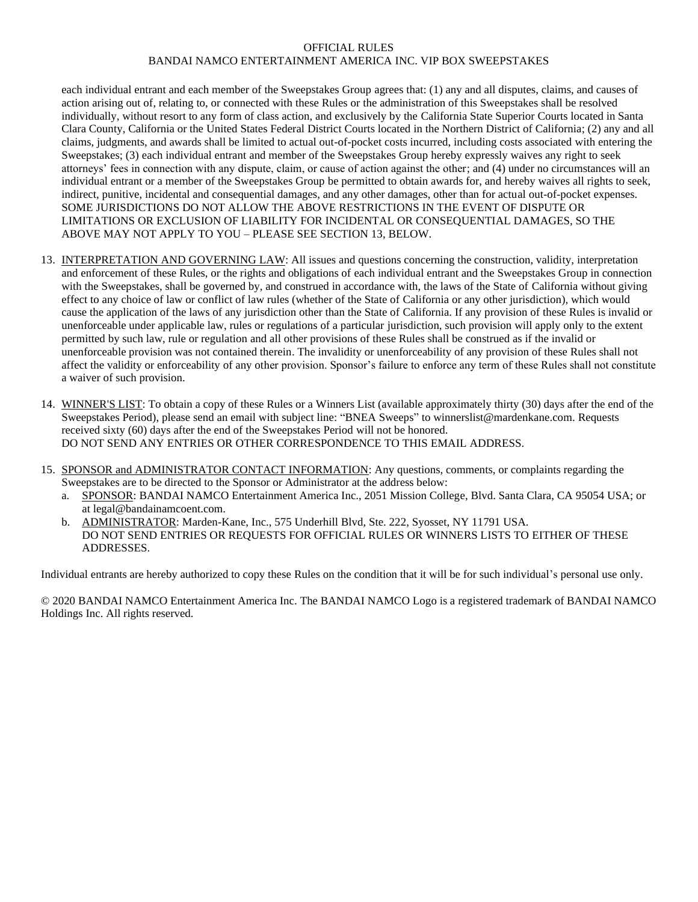each individual entrant and each member of the Sweepstakes Group agrees that: (1) any and all disputes, claims, and causes of action arising out of, relating to, or connected with these Rules or the administration of this Sweepstakes shall be resolved individually, without resort to any form of class action, and exclusively by the California State Superior Courts located in Santa Clara County, California or the United States Federal District Courts located in the Northern District of California; (2) any and all claims, judgments, and awards shall be limited to actual out-of-pocket costs incurred, including costs associated with entering the Sweepstakes; (3) each individual entrant and member of the Sweepstakes Group hereby expressly waives any right to seek attorneys' fees in connection with any dispute, claim, or cause of action against the other; and (4) under no circumstances will an individual entrant or a member of the Sweepstakes Group be permitted to obtain awards for, and hereby waives all rights to seek, indirect, punitive, incidental and consequential damages, and any other damages, other than for actual out-of-pocket expenses. SOME JURISDICTIONS DO NOT ALLOW THE ABOVE RESTRICTIONS IN THE EVENT OF DISPUTE OR LIMITATIONS OR EXCLUSION OF LIABILITY FOR INCIDENTAL OR CONSEQUENTIAL DAMAGES, SO THE ABOVE MAY NOT APPLY TO YOU – PLEASE SEE SECTION 13, BELOW.

13. INTERPRETATION AND GOVERNING LAW: All issues and questions concerning the construction, validity, interpretation and enforcement of these Rules, or the rights and obligations of each individual entrant and the Sweepstakes Group in connection with the Sweepstakes, shall be governed by, and construed in accordance with, the laws of the State of California without giving effect to any choice of law or conflict of law rules (whether of the State of California or any other jurisdiction), which would cause the application of the laws of any jurisdiction other than the State of California. If any provision of these Rules is invalid or unenforceable under applicable law, rules or regulations of a particular jurisdiction, such provision will apply only to the extent permitted by such law, rule or regulation and all other provisions of these Rules shall be construed as if the invalid or unenforceable provision was not contained therein. The invalidity or unenforceability of any provision of these Rules shall not affect the validity or enforceability of any other provision. Sponsor's failure to enforce any term of these Rules shall not constitute a waiver of such provision.

14. WINNER'S LIST: To obtain a copy of these Rules or a Winners List (available approximately thirty (30) days after the end of the Sweepstakes Period), please send an email with subject line: "BNEA Sweeps" to winnerslist@mardenkane.com. Requests received sixty (60) days after the end of the Sweepstakes Period will not be honored.
DO NOT SEND ANY ENTRIES OR OTHER CORRESPONDENCE TO THIS EMAIL ADDRESS.

15. SPONSOR and ADMINISTRATOR CONTACT INFORMATION: Any questions, comments, or complaints regarding the Sweepstakes are to be directed to the Sponsor or Administrator at the address below:
    a. SPONSOR: BANDAI NAMCO Entertainment America Inc., 2051 Mission College, Blvd. Santa Clara, CA 95054 USA; or at legal@bandainamcoent.com.
    b. ADMINISTRATOR: Marden-Kane, Inc., 575 Underhill Blvd, Ste. 222, Syosset, NY 11791 USA.
    DO NOT SEND ENTRIES OR REQUESTS FOR OFFICIAL RULES OR WINNERS LISTS TO EITHER OF THESE ADDRESSES.

Individual entrants are hereby authorized to copy these Rules on the condition that it will be for such individual's personal use only.

© 2020 BANDAI NAMCO Entertainment America Inc. The BANDAI NAMCO Logo is a registered trademark of BANDAI NAMCO Holdings Inc. All rights reserved.